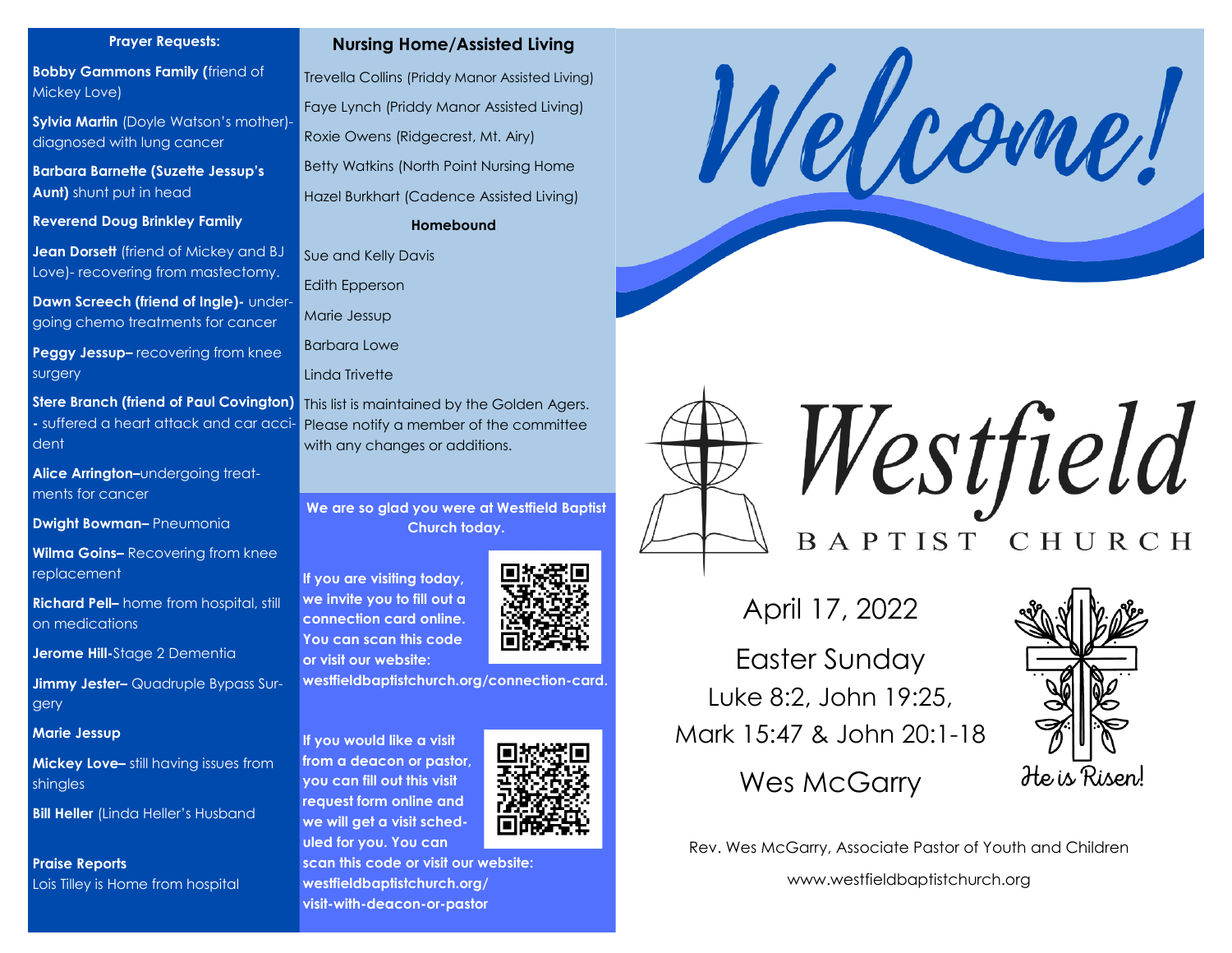## Prayer Requests:

**Bobby Gammons Family (**friend of Mickey Love)

**Sylvia Martin** (Doyle Watson's mother)- diagnosed with lung cancer

**Barbara Barnette (Suzette Jessup's Aunt)** shunt put in head

**Reverend Doug Brinkley Family**

**Jean Dorsett** (friend of Mickey and BJ Love)- recovering from mastectomy.

**Dawn Screech (friend of Ingle)-** undergoing chemo treatments for cancer

**Peggy Jessup–** recovering from knee surgery

**Stere Branch (friend of Paul Covington) -** suffered a heart attack and car accident

**Alice Arrington–**undergoing treatments for cancer

**Dwight Bowman–** Pneumonia

**Wilma Goins–** Recovering from knee replacement

**Richard Pell–** home from hospital, still on medications

**Jerome Hill-**Stage 2 Dementia

**Jimmy Jester–** Quadruple Bypass Surgery

**Marie Jessup**

**Mickey Love–** still having issues from shingles

**Bill Heller** (Linda Heller's Husband

**Praise Reports**

Lois Tilley is Home from hospital

## Nursing Home/Assisted Living

Trevella Collins (Priddy Manor Assisted Living)

Faye Lynch (Priddy Manor Assisted Living)

Roxie Owens (Ridgecrest, Mt. Airy)

Betty Watkins (North Point Nursing Home

Hazel Burkhart (Cadence Assisted Living)

**Homebound**

Sue and Kelly Davis

Edith Epperson

Marie Jessup

Barbara Lowe

Linda Trivette

This list is maintained by the Golden Agers. Please notify a member of the committee with any changes or additions.

**We are so glad you were at Westfield Baptist Church today.**

**If you are visiting today, we invite you to fill out a connection card online. You can scan this code or visit our website: westfieldbaptistchurch.org/connection-card.**

**If you would like a visit from a deacon or pastor, you can fill out this visit request form online and we will get a visit scheduled for you. You can scan this code or visit our website: westfieldbaptistchurch.org/visit-with-deacon-or-pastor**

# Welcome!

# Westfield BAPTIST CHURCH

April 17, 2022

Easter Sunday

Luke 8:2, John 19:25, Mark 15:47 & John 20:1-18

Wes McGarry

He is Risen!

Rev. Wes McGarry, Associate Pastor of Youth and Children

www.westfieldbaptistchurch.org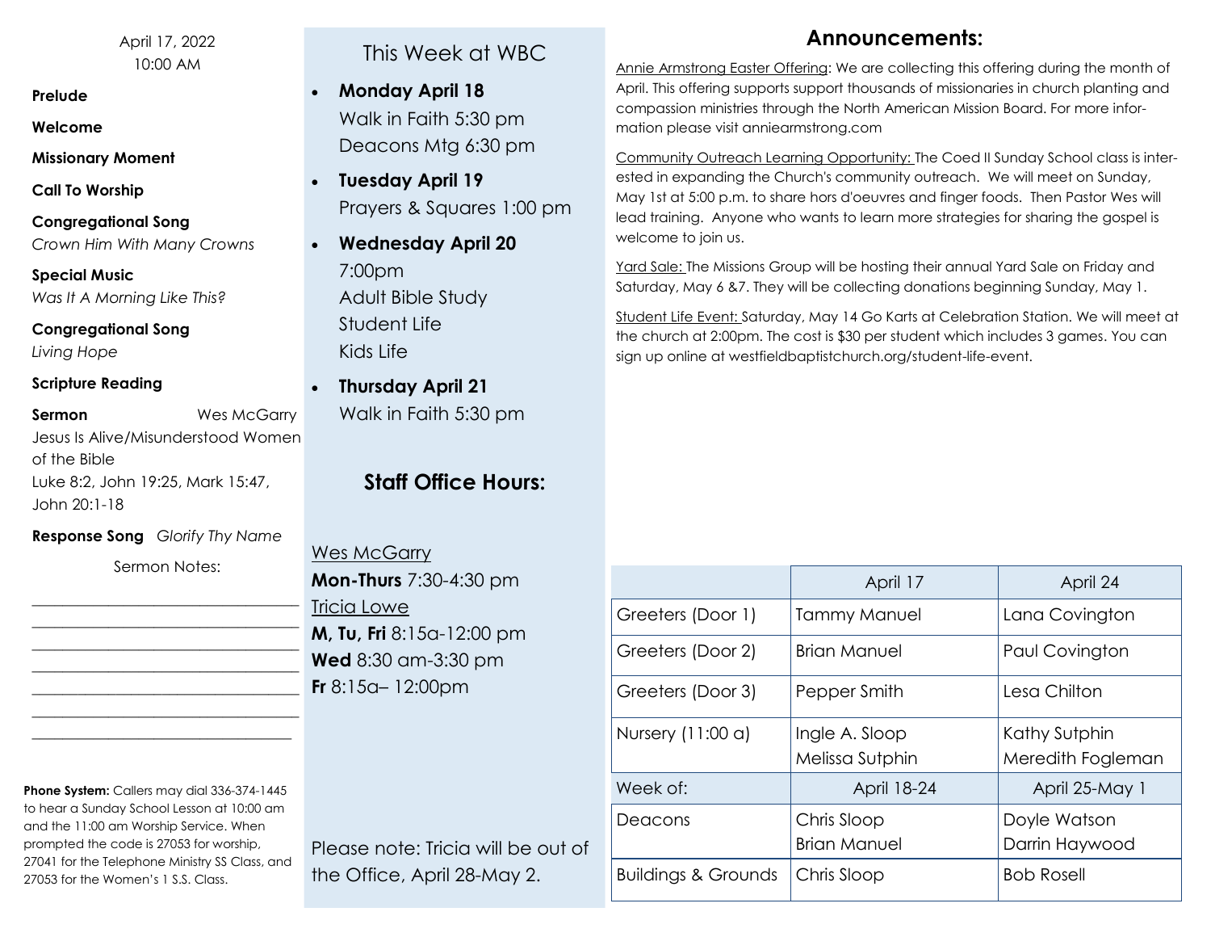April 17, 2022
10:00 AM

**Prelude**

**Welcome**

**Missionary Moment**

**Call To Worship**

**Congregational Song**
*Crown Him With Many Crowns*

**Special Music**
*Was It A Morning Like This?*

**Congregational Song**
*Living Hope*

**Scripture Reading**

**Sermon** Wes McGarry
Jesus Is Alive/Misunderstood Women of the Bible
Luke 8:2, John 19:25, Mark 15:47, John 20:1-18

**Response Song** *Glorify Thy Name*

Sermon Notes:

\_\_\_\_\_\_\_\_\_\_\_\_\_\_\_\_\_\_\_\_\_\_\_\_\_\_\_\_\_\_\_\_
\_\_\_\_\_\_\_\_\_\_\_\_\_\_\_\_\_\_\_\_\_\_\_\_\_\_\_\_\_\_\_\_
\_\_\_\_\_\_\_\_\_\_\_\_\_\_\_\_\_\_\_\_\_\_\_\_\_\_\_\_\_\_\_\_
\_\_\_\_\_\_\_\_\_\_\_\_\_\_\_\_\_\_\_\_\_\_\_\_\_\_\_\_\_\_\_\_
\_\_\_\_\_\_\_\_\_\_\_\_\_\_\_\_\_\_\_\_\_\_\_\_\_\_\_\_\_\_\_\_
\_\_\_\_\_\_\_\_\_\_\_\_\_\_\_\_\_\_\_\_\_\_\_\_\_\_\_\_\_\_\_\_
\_\_\_\_\_\_\_\_\_\_\_\_\_\_\_\_\_\_\_\_\_\_\_\_\_\_\_\_\_\_\_\_

**Phone System:** Callers may dial 336-374-1445 to hear a Sunday School Lesson at 10:00 am and the 11:00 am Worship Service. When prompted the code is 27053 for worship, 27041 for the Telephone Ministry SS Class, and 27053 for the Women's 1 S.S. Class.

## This Week at WBC

- **Monday April 18**
  Walk in Faith 5:30 pm
  Deacons Mtg 6:30 pm
- **Tuesday April 19**
  Prayers & Squares 1:00 pm
- **Wednesday April 20**
  7:00pm
  Adult Bible Study
  Student Life
  Kids Life
- **Thursday April 21**
  Walk in Faith 5:30 pm

## Staff Office Hours:

Wes McGarry
**Mon-Thurs** 7:30-4:30 pm
Tricia Lowe
**M, Tu, Fri** 8:15a-12:00 pm
**Wed** 8:30 am-3:30 pm
**Fr** 8:15a– 12:00pm

Please note: Tricia will be out of the Office, April 28-May 2.

## Announcements:

Annie Armstrong Easter Offering: We are collecting this offering during the month of April. This offering supports support thousands of missionaries in church planting and compassion ministries through the North American Mission Board. For more information please visit anniearmstrong.com

Community Outreach Learning Opportunity: The Coed II Sunday School class is interested in expanding the Church's community outreach. We will meet on Sunday, May 1st at 5:00 p.m. to share hors d'oeuvres and finger foods. Then Pastor Wes will lead training. Anyone who wants to learn more strategies for sharing the gospel is welcome to join us.

Yard Sale: The Missions Group will be hosting their annual Yard Sale on Friday and Saturday, May 6 &7. They will be collecting donations beginning Sunday, May 1.

Student Life Event: Saturday, May 14 Go Karts at Celebration Station. We will meet at the church at 2:00pm. The cost is $30 per student which includes 3 games. You can sign up online at westfieldbaptistchurch.org/student-life-event.

| | April 17 | April 24 |
|---|---|---|
| Greeters (Door 1) | Tammy Manuel | Lana Covington |
| Greeters (Door 2) | Brian Manuel | Paul Covington |
| Greeters (Door 3) | Pepper Smith | Lesa Chilton |
| Nursery (11:00 a) | Ingle A. Sloop<br>Melissa Sutphin | Kathy Sutphin<br>Meredith Fogleman |
| Week of: | April 18-24 | April 25-May 1 |
| Deacons | Chris Sloop<br>Brian Manuel | Doyle Watson<br>Darrin Haywood |
| Buildings & Grounds | Chris Sloop | Bob Rosell |